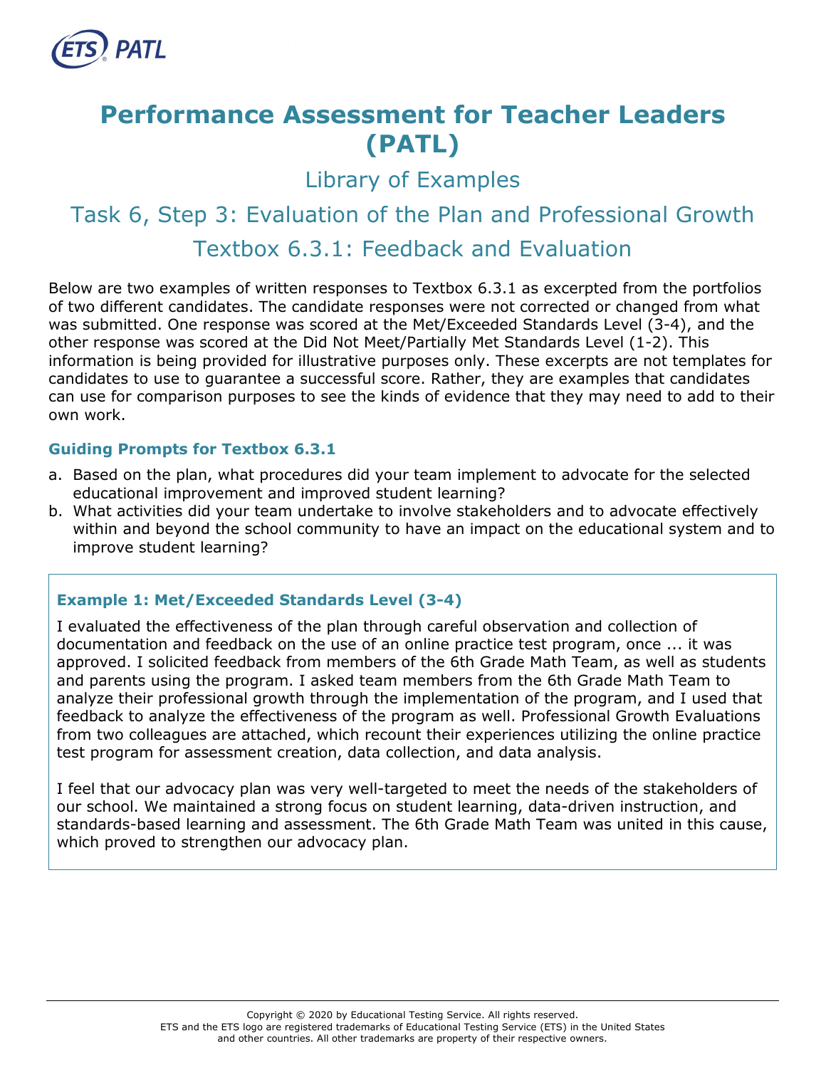# Performance Assessment for Teacher Leaders (PATL)

## Library of Examples

## Task 6, Step 3: Evaluation of the Plan and Professional Growth

## Textbox 6.3.1: Feedback and Evaluation

Below are two examples of written responses to Textbox 6.3.1 as excerpted from the portfolios of two different candidates. The candidate responses were not corrected or changed from what was submitted. One response was scored at the Met/Exceeded Standards Level (3-4), and the other response was scored at the Did Not Meet/Partially Met Standards Level (1-2). This information is being provided for illustrative purposes only. These excerpts are not templates for candidates to use to guarantee a successful score. Rather, they are examples that candidates can use for comparison purposes to see the kinds of evidence that they may need to add to their own work.

### Guiding Prompts for Textbox 6.3.1

a. Based on the plan, what procedures did your team implement to advocate for the selected educational improvement and improved student learning?
b. What activities did your team undertake to involve stakeholders and to advocate effectively within and beyond the school community to have an impact on the educational system and to improve student learning?

### Example 1: Met/Exceeded Standards Level (3-4)

I evaluated the effectiveness of the plan through careful observation and collection of documentation and feedback on the use of an online practice test program, once ... it was approved. I solicited feedback from members of the 6th Grade Math Team, as well as students and parents using the program. I asked team members from the 6th Grade Math Team to analyze their professional growth through the implementation of the program, and I used that feedback to analyze the effectiveness of the program as well. Professional Growth Evaluations from two colleagues are attached, which recount their experiences utilizing the online practice test program for assessment creation, data collection, and data analysis.

I feel that our advocacy plan was very well-targeted to meet the needs of the stakeholders of our school. We maintained a strong focus on student learning, data-driven instruction, and standards-based learning and assessment. The 6th Grade Math Team was united in this cause, which proved to strengthen our advocacy plan.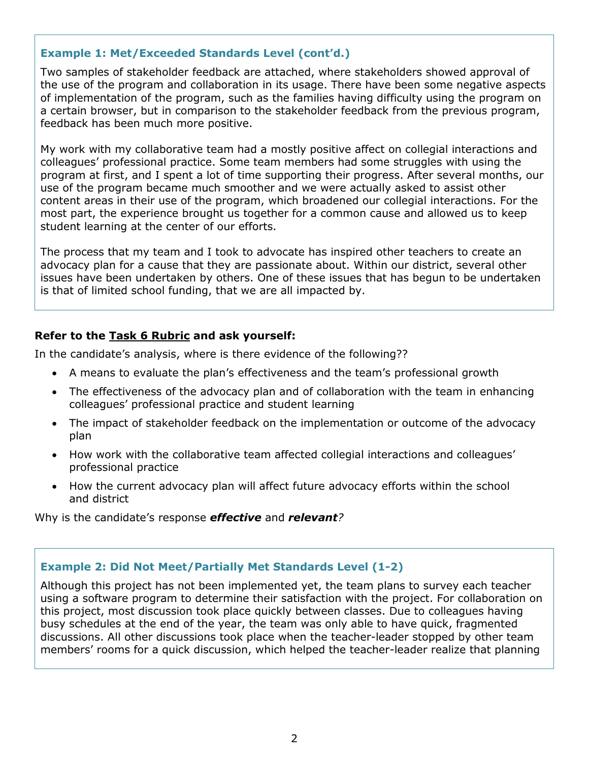### Example 1: Met/Exceeded Standards Level (cont'd.)

Two samples of stakeholder feedback are attached, where stakeholders showed approval of the use of the program and collaboration in its usage. There have been some negative aspects of implementation of the program, such as the families having difficulty using the program on a certain browser, but in comparison to the stakeholder feedback from the previous program, feedback has been much more positive.

My work with my collaborative team had a mostly positive affect on collegial interactions and colleagues' professional practice. Some team members had some struggles with using the program at first, and I spent a lot of time supporting their progress. After several months, our use of the program became much smoother and we were actually asked to assist other content areas in their use of the program, which broadened our collegial interactions. For the most part, the experience brought us together for a common cause and allowed us to keep student learning at the center of our efforts.

The process that my team and I took to advocate has inspired other teachers to create an advocacy plan for a cause that they are passionate about. Within our district, several other issues have been undertaken by others. One of these issues that has begun to be undertaken is that of limited school funding, that we are all impacted by.

**Refer to the Task 6 Rubric and ask yourself:**

In the candidate's analysis, where is there evidence of the following??

- A means to evaluate the plan's effectiveness and the team's professional growth
- The effectiveness of the advocacy plan and of collaboration with the team in enhancing colleagues' professional practice and student learning
- The impact of stakeholder feedback on the implementation or outcome of the advocacy plan
- How work with the collaborative team affected collegial interactions and colleagues' professional practice
- How the current advocacy plan will affect future advocacy efforts within the school and district

Why is the candidate's response ***effective*** and ***relevant****?*

### Example 2: Did Not Meet/Partially Met Standards Level (1-2)

Although this project has not been implemented yet, the team plans to survey each teacher using a software program to determine their satisfaction with the project. For collaboration on this project, most discussion took place quickly between classes. Due to colleagues having busy schedules at the end of the year, the team was only able to have quick, fragmented discussions. All other discussions took place when the teacher-leader stopped by other team members' rooms for a quick discussion, which helped the teacher-leader realize that planning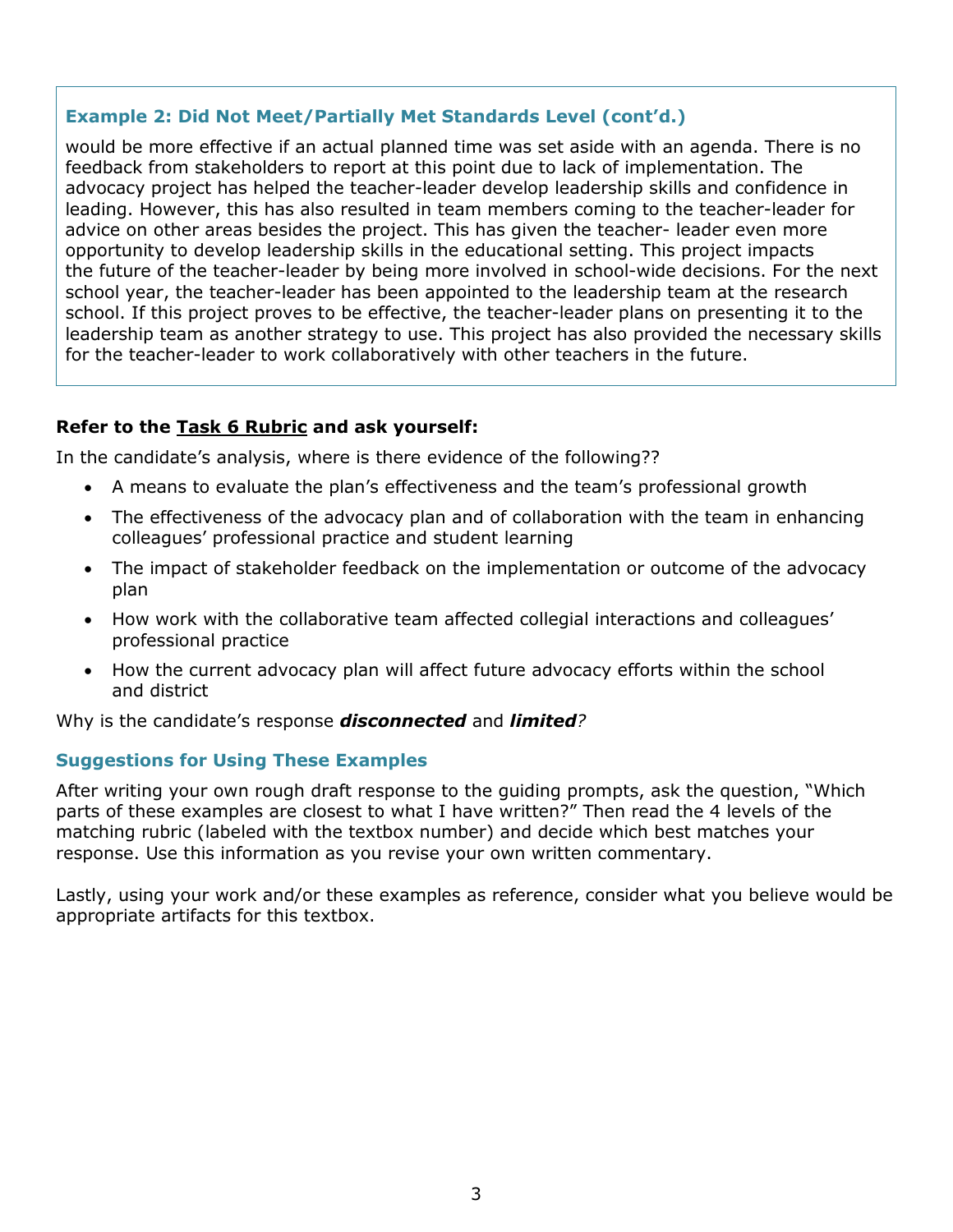### Example 2: Did Not Meet/Partially Met Standards Level (cont'd.)

would be more effective if an actual planned time was set aside with an agenda. There is no feedback from stakeholders to report at this point due to lack of implementation. The advocacy project has helped the teacher-leader develop leadership skills and confidence in leading. However, this has also resulted in team members coming to the teacher-leader for advice on other areas besides the project. This has given the teacher- leader even more opportunity to develop leadership skills in the educational setting. This project impacts the future of the teacher-leader by being more involved in school-wide decisions. For the next school year, the teacher-leader has been appointed to the leadership team at the research school. If this project proves to be effective, the teacher-leader plans on presenting it to the leadership team as another strategy to use. This project has also provided the necessary skills for the teacher-leader to work collaboratively with other teachers in the future.

**Refer to the Task 6 Rubric and ask yourself:**

In the candidate's analysis, where is there evidence of the following??

- A means to evaluate the plan's effectiveness and the team's professional growth
- The effectiveness of the advocacy plan and of collaboration with the team in enhancing colleagues' professional practice and student learning
- The impact of stakeholder feedback on the implementation or outcome of the advocacy plan
- How work with the collaborative team affected collegial interactions and colleagues' professional practice
- How the current advocacy plan will affect future advocacy efforts within the school and district

Why is the candidate's response ***disconnected*** and ***limited****?*

### Suggestions for Using These Examples

After writing your own rough draft response to the guiding prompts, ask the question, "Which parts of these examples are closest to what I have written?" Then read the 4 levels of the matching rubric (labeled with the textbox number) and decide which best matches your response. Use this information as you revise your own written commentary.

Lastly, using your work and/or these examples as reference, consider what you believe would be appropriate artifacts for this textbox.